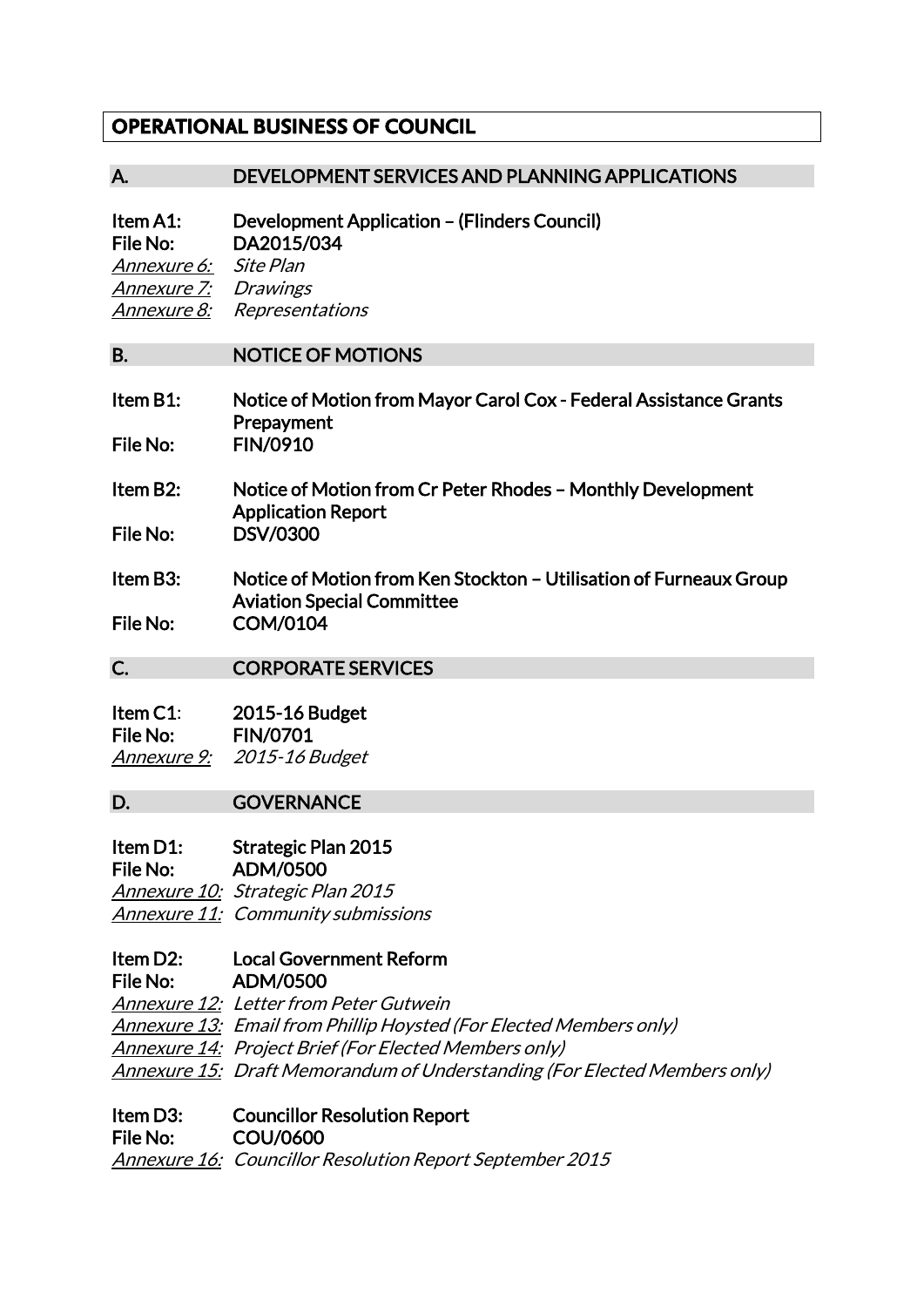# OPERATIONAL BUSINESS OF COUNCIL

## A. DEVELOPMENT SERVICES AND PLANNING APPLICATIONS

**Item A1:** **Development Application – (Flinders Council)**
**File No:** **DA2015/034**
*Annexure 6:* *Site Plan*
*Annexure 7:* *Drawings*
*Annexure 8:* *Representations*

## B. NOTICE OF MOTIONS

**Item B1:** **Notice of Motion from Mayor Carol Cox - Federal Assistance Grants Prepayment**
**File No:** **FIN/0910**

**Item B2:** **Notice of Motion from Cr Peter Rhodes – Monthly Development Application Report**
**File No:** **DSV/0300**

**Item B3:** **Notice of Motion from Ken Stockton – Utilisation of Furneaux Group Aviation Special Committee**
**File No:** **COM/0104**

## C. CORPORATE SERVICES

**Item C1:** **2015-16 Budget**
**File No:** **FIN/0701**
*Annexure 9:* *2015-16 Budget*

## D. GOVERNANCE

**Item D1:** **Strategic Plan 2015**
**File No:** **ADM/0500**
*Annexure 10:* *Strategic Plan 2015*
*Annexure 11:* *Community submissions*

**Item D2:** **Local Government Reform**
**File No:** **ADM/0500**
*Annexure 12:* *Letter from Peter Gutwein*
*Annexure 13:* *Email from Phillip Hoysted (For Elected Members only)*
*Annexure 14:* *Project Brief (For Elected Members only)*
*Annexure 15:* *Draft Memorandum of Understanding (For Elected Members only)*

**Item D3:** **Councillor Resolution Report**
**File No:** **COU/0600**
*Annexure 16:* *Councillor Resolution Report September 2015*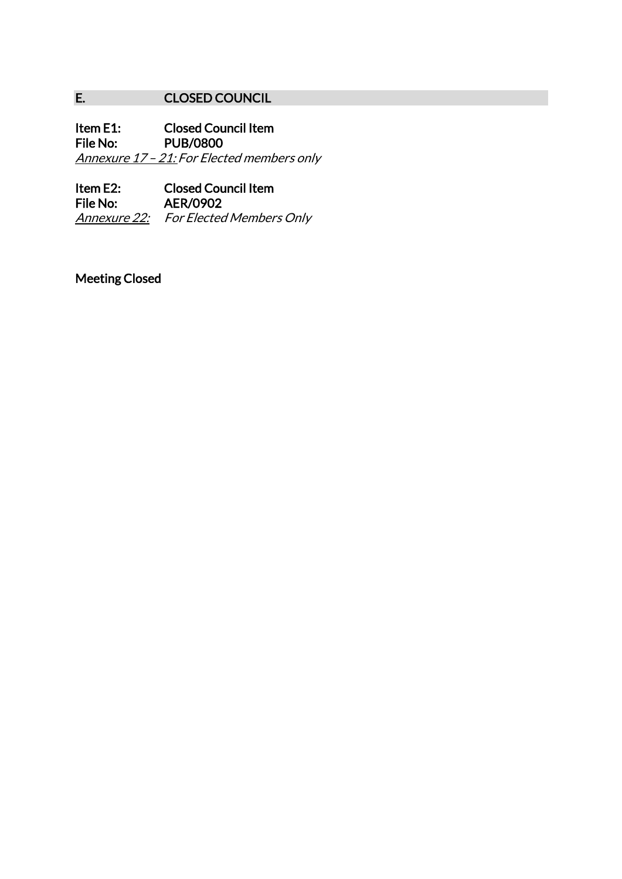## E. CLOSED COUNCIL

**Item E1:** **Closed Council Item**
**File No:** **PUB/0800**
*Annexure 17 – 21: For Elected members only*

**Item E2:** **Closed Council Item**
**File No:** **AER/0902**
*Annexure 22: For Elected Members Only*

Meeting Closed